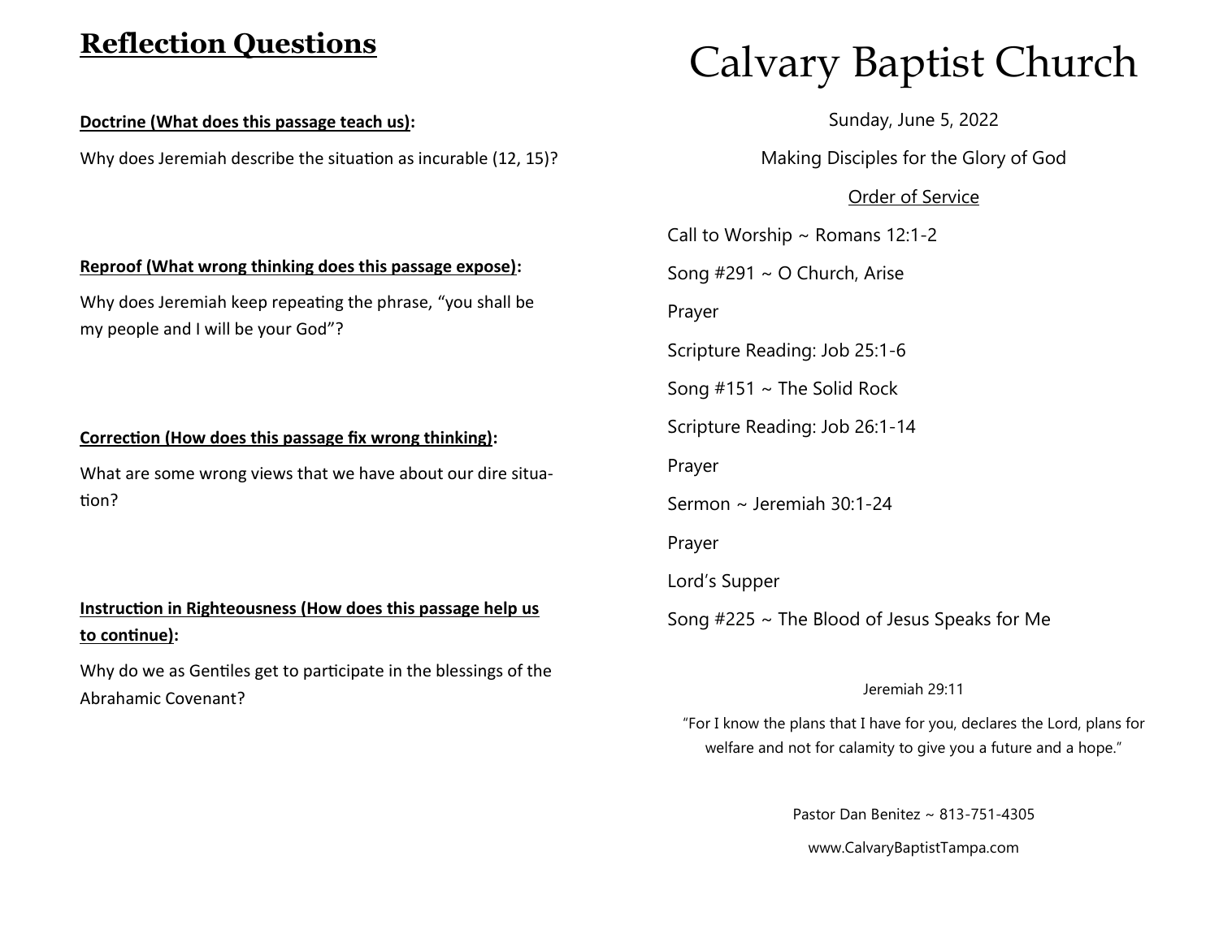## Reflection Questions

**Doctrine (What does this passage teach us):**

Why does Jeremiah describe the situation as incurable (12, 15)?

**Reproof (What wrong thinking does this passage expose):**

Why does Jeremiah keep repeating the phrase, "you shall be my people and I will be your God"?

**Correction (How does this passage fix wrong thinking):**

What are some wrong views that we have about our dire situation?

**Instruction in Righteousness (How does this passage help us to continue):**

Why do we as Gentiles get to participate in the blessings of the Abrahamic Covenant?

# Calvary Baptist Church

Sunday, June 5, 2022

Making Disciples for the Glory of God

Order of Service

Call to Worship ~ Romans 12:1-2

Song #291 ~ O Church, Arise

Prayer

Scripture Reading: Job 25:1-6

Song #151 ~ The Solid Rock

Scripture Reading: Job 26:1-14

Prayer

Sermon ~ Jeremiah 30:1-24

Prayer

Lord's Supper

Song #225 ~ The Blood of Jesus Speaks for Me

Jeremiah 29:11

"For I know the plans that I have for you, declares the Lord, plans for welfare and not for calamity to give you a future and a hope."

Pastor Dan Benitez ~ 813-751-4305

www.CalvaryBaptistTampa.com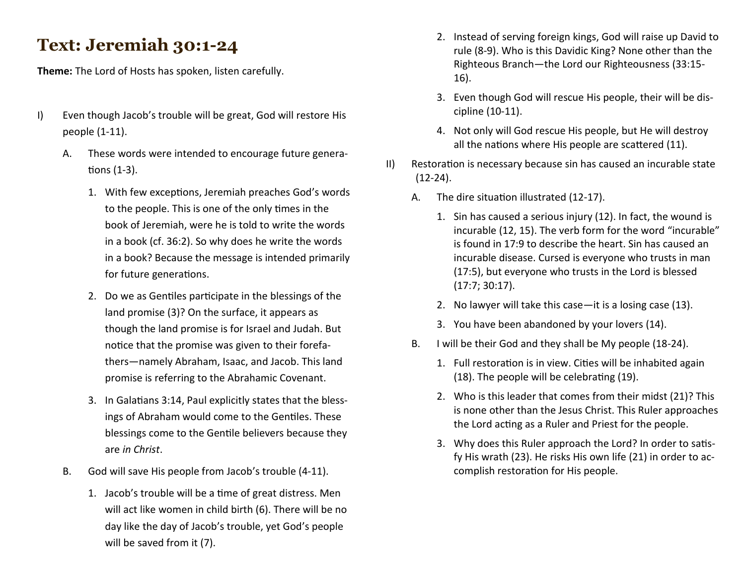# Text: Jeremiah 30:1-24

**Theme:** The Lord of Hosts has spoken, listen carefully.

I) Even though Jacob's trouble will be great, God will restore His people (1-11).

   A. These words were intended to encourage future generations (1-3).

      1. With few exceptions, Jeremiah preaches God's words to the people. This is one of the only times in the book of Jeremiah, were he is told to write the words in a book (cf. 36:2). So why does he write the words in a book? Because the message is intended primarily for future generations.

      2. Do we as Gentiles participate in the blessings of the land promise (3)? On the surface, it appears as though the land promise is for Israel and Judah. But notice that the promise was given to their forefathers—namely Abraham, Isaac, and Jacob. This land promise is referring to the Abrahamic Covenant.

      3. In Galatians 3:14, Paul explicitly states that the blessings of Abraham would come to the Gentiles. These blessings come to the Gentile believers because they are *in Christ*.

   B. God will save His people from Jacob's trouble (4-11).

      1. Jacob's trouble will be a time of great distress. Men will act like women in child birth (6). There will be no day like the day of Jacob's trouble, yet God's people will be saved from it (7).

      2. Instead of serving foreign kings, God will raise up David to rule (8-9). Who is this Davidic King? None other than the Righteous Branch—the Lord our Righteousness (33:15-16).

      3. Even though God will rescue His people, their will be discipline (10-11).

      4. Not only will God rescue His people, but He will destroy all the nations where His people are scattered (11).

II) Restoration is necessary because sin has caused an incurable state (12-24).

   A. The dire situation illustrated (12-17).

      1. Sin has caused a serious injury (12). In fact, the wound is incurable (12, 15). The verb form for the word "incurable" is found in 17:9 to describe the heart. Sin has caused an incurable disease. Cursed is everyone who trusts in man (17:5), but everyone who trusts in the Lord is blessed (17:7; 30:17).

      2. No lawyer will take this case—it is a losing case (13).

      3. You have been abandoned by your lovers (14).

   B. I will be their God and they shall be My people (18-24).

      1. Full restoration is in view. Cities will be inhabited again (18). The people will be celebrating (19).

      2. Who is this leader that comes from their midst (21)? This is none other than the Jesus Christ. This Ruler approaches the Lord acting as a Ruler and Priest for the people.

      3. Why does this Ruler approach the Lord? In order to satisfy His wrath (23). He risks His own life (21) in order to accomplish restoration for His people.